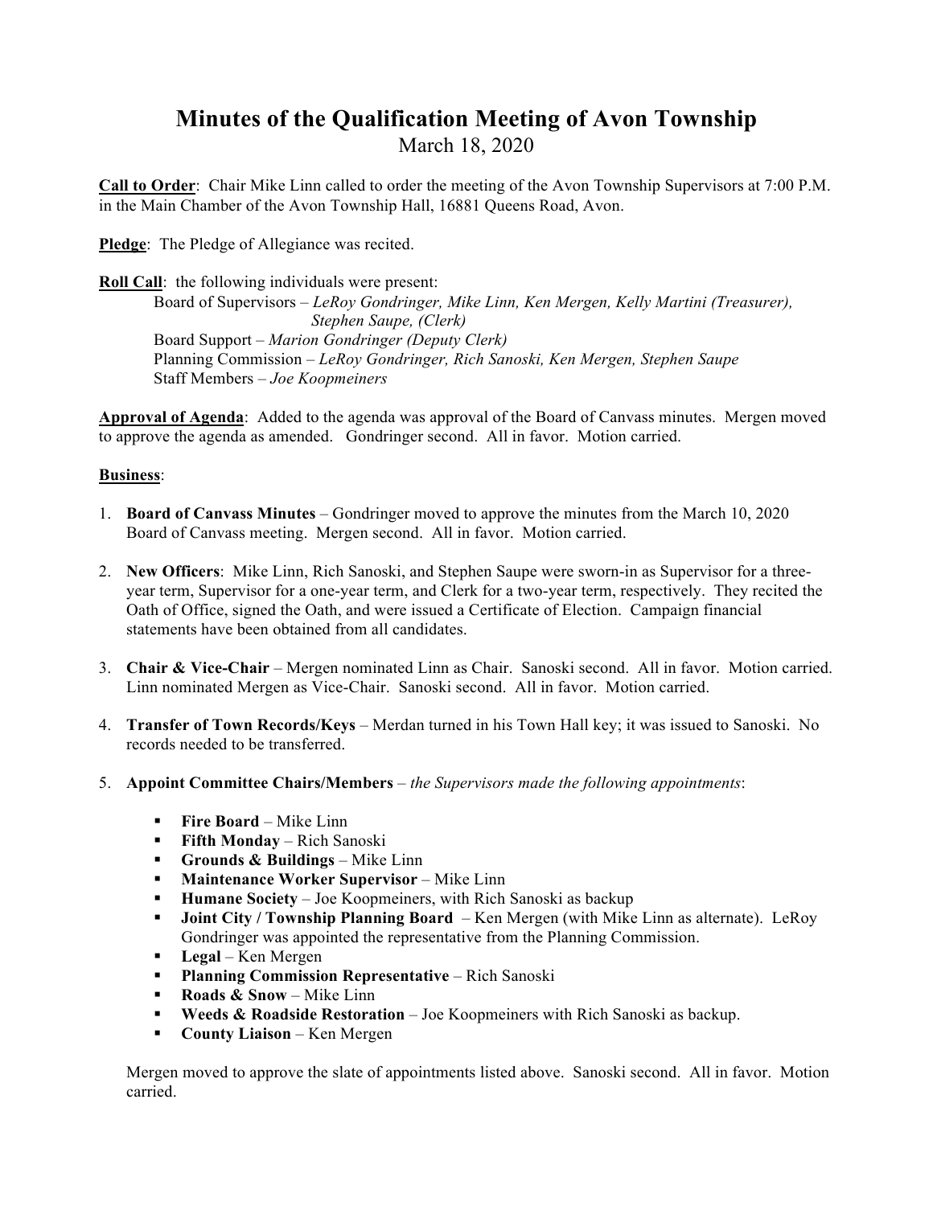# Minutes of the Qualification Meeting of Avon Township

March 18, 2020

**Call to Order**: Chair Mike Linn called to order the meeting of the Avon Township Supervisors at 7:00 P.M. in the Main Chamber of the Avon Township Hall, 16881 Queens Road, Avon.

**Pledge**: The Pledge of Allegiance was recited.

**Roll Call**: the following individuals were present:

Board of Supervisors – *LeRoy Gondringer, Mike Linn, Ken Mergen, Kelly Martini (Treasurer), Stephen Saupe, (Clerk)*
Board Support – *Marion Gondringer (Deputy Clerk)*
Planning Commission – *LeRoy Gondringer, Rich Sanoski, Ken Mergen, Stephen Saupe*
Staff Members – *Joe Koopmeiners*

**Approval of Agenda**: Added to the agenda was approval of the Board of Canvass minutes. Mergen moved to approve the agenda as amended. Gondringer second. All in favor. Motion carried.

**Business**:

1. **Board of Canvass Minutes** – Gondringer moved to approve the minutes from the March 10, 2020 Board of Canvass meeting. Mergen second. All in favor. Motion carried.
2. **New Officers**: Mike Linn, Rich Sanoski, and Stephen Saupe were sworn-in as Supervisor for a three-year term, Supervisor for a one-year term, and Clerk for a two-year term, respectively. They recited the Oath of Office, signed the Oath, and were issued a Certificate of Election. Campaign financial statements have been obtained from all candidates.
3. **Chair & Vice-Chair** – Mergen nominated Linn as Chair. Sanoski second. All in favor. Motion carried. Linn nominated Mergen as Vice-Chair. Sanoski second. All in favor. Motion carried.
4. **Transfer of Town Records/Keys** – Merdan turned in his Town Hall key; it was issued to Sanoski. No records needed to be transferred.
5. **Appoint Committee Chairs/Members** – *the Supervisors made the following appointments*:
   - **Fire Board** – Mike Linn
   - **Fifth Monday** – Rich Sanoski
   - **Grounds & Buildings** – Mike Linn
   - **Maintenance Worker Supervisor** – Mike Linn
   - **Humane Society** – Joe Koopmeiners, with Rich Sanoski as backup
   - **Joint City / Township Planning Board** – Ken Mergen (with Mike Linn as alternate). LeRoy Gondringer was appointed the representative from the Planning Commission.
   - **Legal** – Ken Mergen
   - **Planning Commission Representative** – Rich Sanoski
   - **Roads & Snow** – Mike Linn
   - **Weeds & Roadside Restoration** – Joe Koopmeiners with Rich Sanoski as backup.
   - **County Liaison** – Ken Mergen

   Mergen moved to approve the slate of appointments listed above. Sanoski second. All in favor. Motion carried.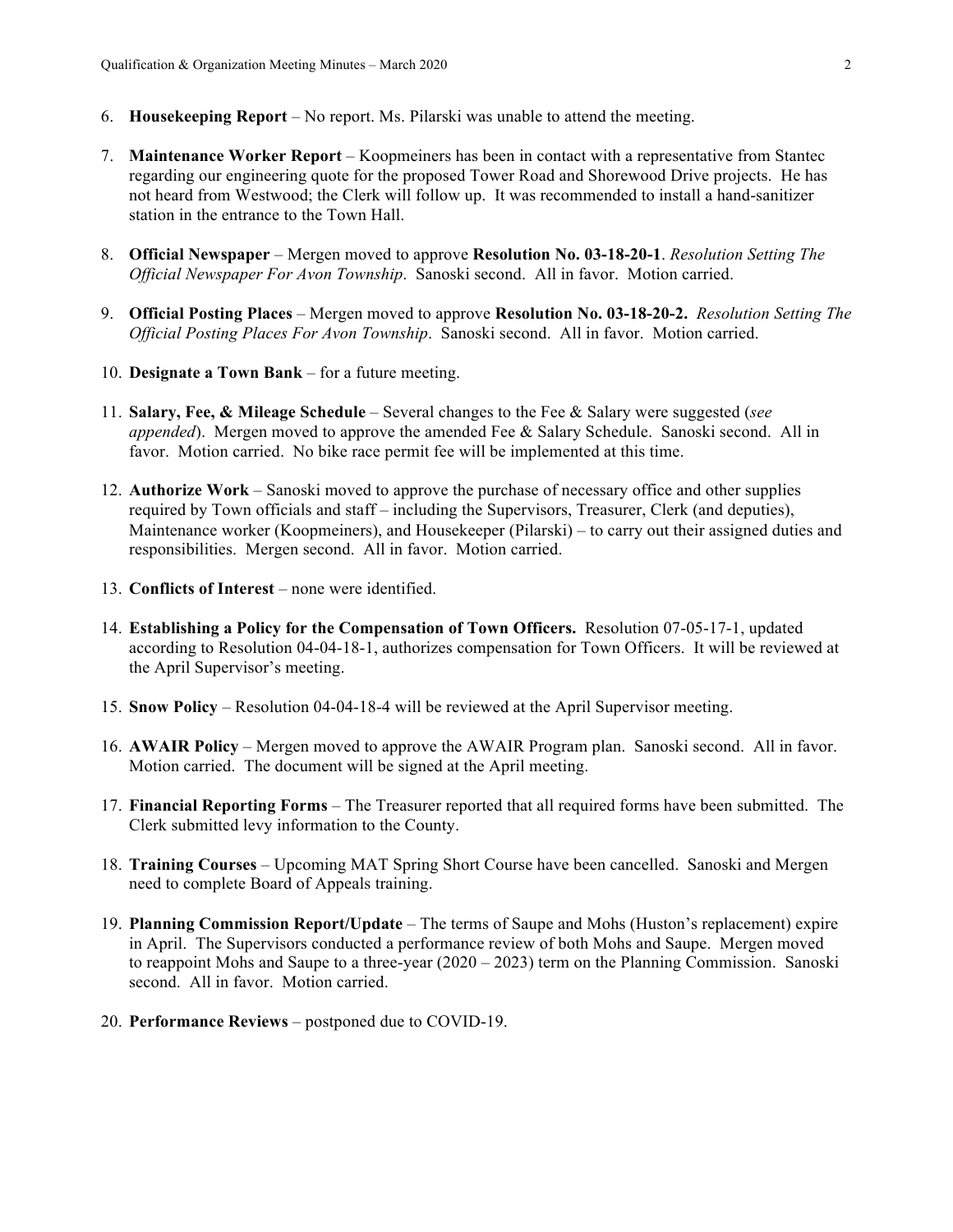6. **Housekeeping Report** – No report. Ms. Pilarski was unable to attend the meeting.

7. **Maintenance Worker Report** – Koopmeiners has been in contact with a representative from Stantec regarding our engineering quote for the proposed Tower Road and Shorewood Drive projects. He has not heard from Westwood; the Clerk will follow up. It was recommended to install a hand-sanitizer station in the entrance to the Town Hall.

8. **Official Newspaper** – Mergen moved to approve **Resolution No. 03-18-20-1**. *Resolution Setting The Official Newspaper For Avon Township*. Sanoski second. All in favor. Motion carried.

9. **Official Posting Places** – Mergen moved to approve **Resolution No. 03-18-20-2.** *Resolution Setting The Official Posting Places For Avon Township*. Sanoski second. All in favor. Motion carried.

10. **Designate a Town Bank** – for a future meeting.

11. **Salary, Fee, & Mileage Schedule** – Several changes to the Fee & Salary were suggested (*see appended*). Mergen moved to approve the amended Fee & Salary Schedule. Sanoski second. All in favor. Motion carried. No bike race permit fee will be implemented at this time.

12. **Authorize Work** – Sanoski moved to approve the purchase of necessary office and other supplies required by Town officials and staff – including the Supervisors, Treasurer, Clerk (and deputies), Maintenance worker (Koopmeiners), and Housekeeper (Pilarski) – to carry out their assigned duties and responsibilities. Mergen second. All in favor. Motion carried.

13. **Conflicts of Interest** – none were identified.

14. **Establishing a Policy for the Compensation of Town Officers.** Resolution 07-05-17-1, updated according to Resolution 04-04-18-1, authorizes compensation for Town Officers. It will be reviewed at the April Supervisor's meeting.

15. **Snow Policy** – Resolution 04-04-18-4 will be reviewed at the April Supervisor meeting.

16. **AWAIR Policy** – Mergen moved to approve the AWAIR Program plan. Sanoski second. All in favor. Motion carried. The document will be signed at the April meeting.

17. **Financial Reporting Forms** – The Treasurer reported that all required forms have been submitted. The Clerk submitted levy information to the County.

18. **Training Courses** – Upcoming MAT Spring Short Course have been cancelled. Sanoski and Mergen need to complete Board of Appeals training.

19. **Planning Commission Report/Update** – The terms of Saupe and Mohs (Huston's replacement) expire in April. The Supervisors conducted a performance review of both Mohs and Saupe. Mergen moved to reappoint Mohs and Saupe to a three-year (2020 – 2023) term on the Planning Commission. Sanoski second. All in favor. Motion carried.

20. **Performance Reviews** – postponed due to COVID-19.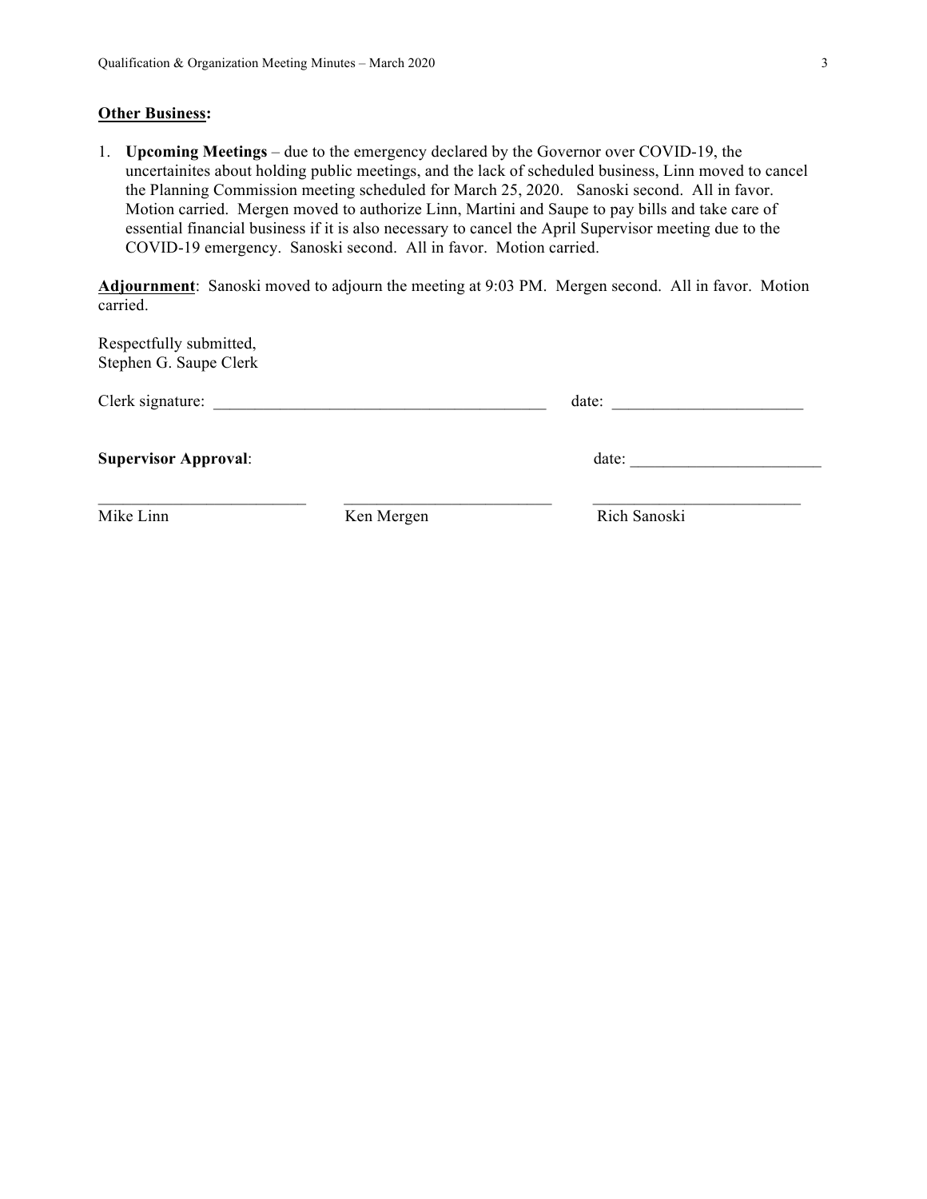**Other Business:**

1. **Upcoming Meetings** – due to the emergency declared by the Governor over COVID-19, the uncertainites about holding public meetings, and the lack of scheduled business, Linn moved to cancel the Planning Commission meeting scheduled for March 25, 2020. Sanoski second. All in favor. Motion carried. Mergen moved to authorize Linn, Martini and Saupe to pay bills and take care of essential financial business if it is also necessary to cancel the April Supervisor meeting due to the COVID-19 emergency. Sanoski second. All in favor. Motion carried.

**Adjournment**: Sanoski moved to adjourn the meeting at 9:03 PM. Mergen second. All in favor. Motion carried.

Respectfully submitted,
Stephen G. Saupe Clerk

Clerk signature: ________________________________________ date: ______________________

**Supervisor Approval**: date: ______________________

_________________________ _________________________ _________________________
Mike Linn Ken Mergen Rich Sanoski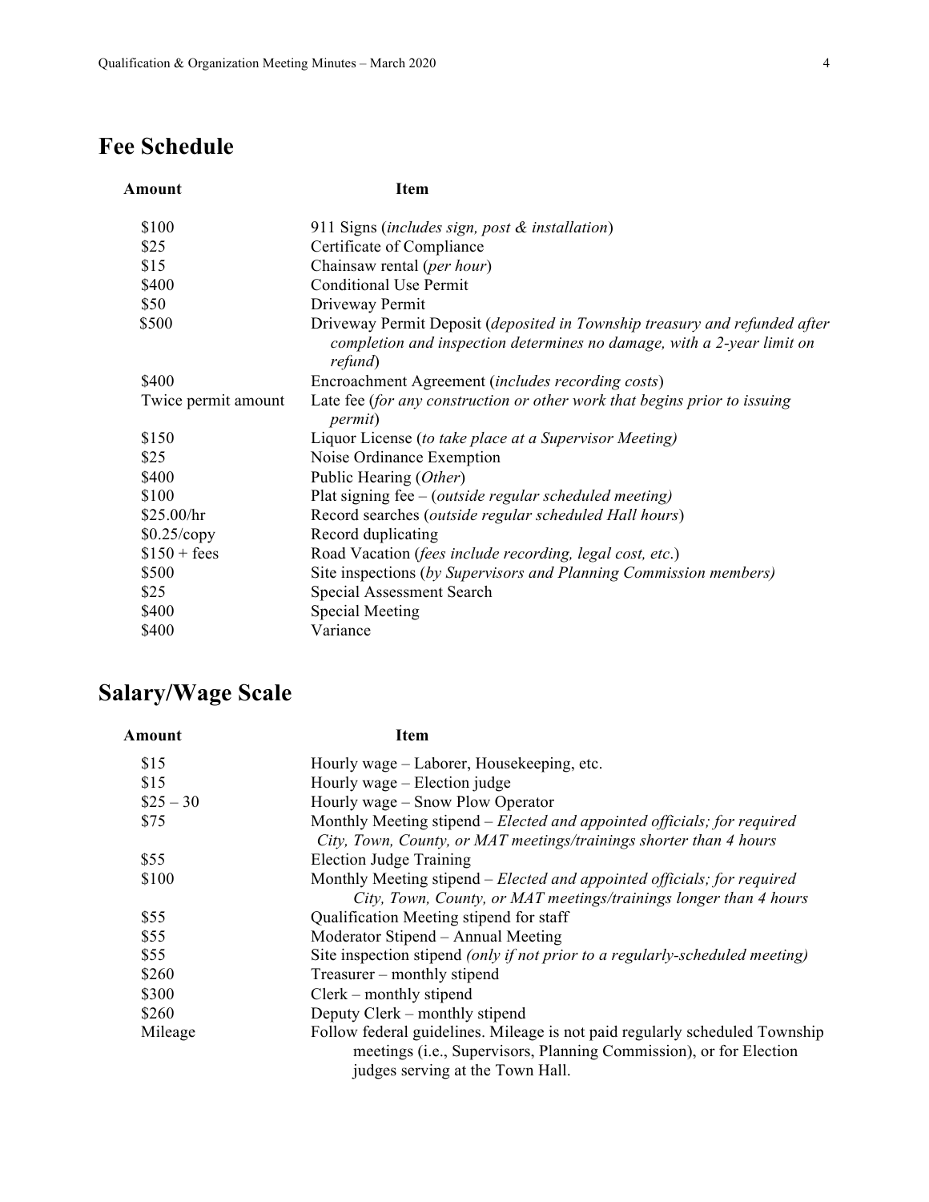## Fee Schedule

| Amount | Item |
| --- | --- |
| $100 | 911 Signs (*includes sign, post & installation*) |
| $25 | Certificate of Compliance |
| $15 | Chainsaw rental (*per hour*) |
| $400 | Conditional Use Permit |
| $50 | Driveway Permit |
| $500 | Driveway Permit Deposit (*deposited in Township treasury and refunded after completion and inspection determines no damage, with a 2-year limit on refund*) |
| $400 | Encroachment Agreement (*includes recording costs*) |
| Twice permit amount | Late fee (*for any construction or other work that begins prior to issuing permit*) |
| $150 | Liquor License (*to take place at a Supervisor Meeting)* |
| $25 | Noise Ordinance Exemption |
| $400 | Public Hearing (*Other*) |
| $100 | Plat signing fee – (*outside regular scheduled meeting)* |
| $25.00/hr | Record searches (*outside regular scheduled Hall hours*) |
| $0.25/copy | Record duplicating |
| $150 + fees | Road Vacation (*fees include recording, legal cost, etc*.) |
| $500 | Site inspections (*by Supervisors and Planning Commission members)* |
| $25 | Special Assessment Search |
| $400 | Special Meeting |
| $400 | Variance |

## Salary/Wage Scale

| Amount | Item |
| --- | --- |
| $15 | Hourly wage – Laborer, Housekeeping, etc. |
| $15 | Hourly wage – Election judge |
| $25 – 30 | Hourly wage – Snow Plow Operator |
| $75 | Monthly Meeting stipend – *Elected and appointed officials; for required City, Town, County, or MAT meetings/trainings shorter than 4 hours* |
| $55 | Election Judge Training |
| $100 | Monthly Meeting stipend – *Elected and appointed officials; for required City, Town, County, or MAT meetings/trainings longer than 4 hours* |
| $55 | Qualification Meeting stipend for staff |
| $55 | Moderator Stipend – Annual Meeting |
| $55 | Site inspection stipend *(only if not prior to a regularly-scheduled meeting)* |
| $260 | Treasurer – monthly stipend |
| $300 | Clerk – monthly stipend |
| $260 | Deputy Clerk – monthly stipend |
| Mileage | Follow federal guidelines. Mileage is not paid regularly scheduled Township meetings (i.e., Supervisors, Planning Commission), or for Election judges serving at the Town Hall. |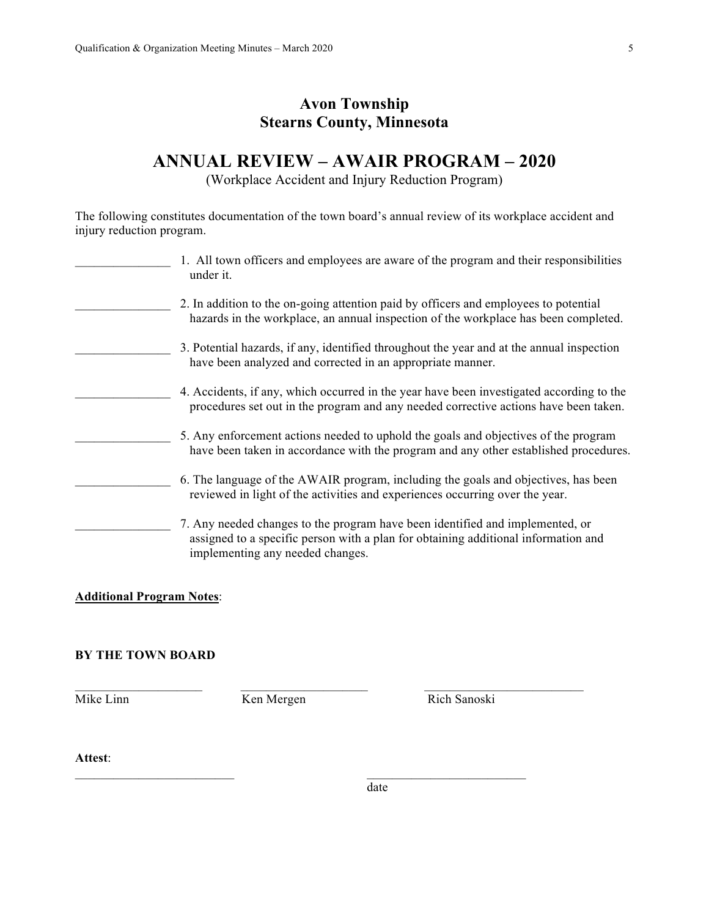# Avon Township
# Stearns County, Minnesota

## ANNUAL REVIEW – AWAIR PROGRAM – 2020

(Workplace Accident and Injury Reduction Program)

The following constitutes documentation of the town board's annual review of its workplace accident and injury reduction program.

_______________ 1. All town officers and employees are aware of the program and their responsibilities under it.

_______________ 2. In addition to the on-going attention paid by officers and employees to potential hazards in the workplace, an annual inspection of the workplace has been completed.

_______________ 3. Potential hazards, if any, identified throughout the year and at the annual inspection have been analyzed and corrected in an appropriate manner.

_______________ 4. Accidents, if any, which occurred in the year have been investigated according to the procedures set out in the program and any needed corrective actions have been taken.

_______________ 5. Any enforcement actions needed to uphold the goals and objectives of the program have been taken in accordance with the program and any other established procedures.

_______________ 6. The language of the AWAIR program, including the goals and objectives, has been reviewed in light of the activities and experiences occurring over the year.

_______________ 7. Any needed changes to the program have been identified and implemented, or assigned to a specific person with a plan for obtaining additional information and implementing any needed changes.

<u>**Additional Program Notes**</u>:

**BY THE TOWN BOARD**

____________________ ____________________ ________________________

Mike Linn Ken Mergen Rich Sanoski

**Attest**:

________________________ ________________________

date